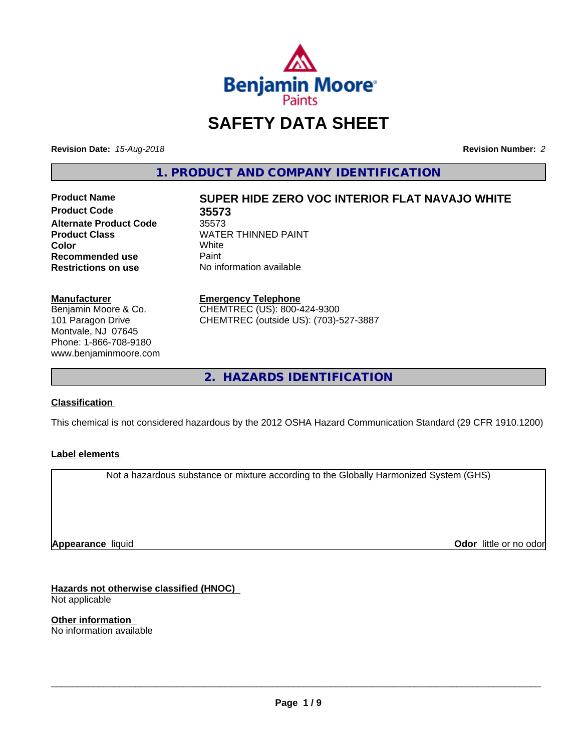# SAFETY DATA SHEET

**Revision Date:** *15-Aug-2018*

**Revision Number:** *2*

## 1. PRODUCT AND COMPANY IDENTIFICATION

| | |
|---|---|
| **Product Name** | **SUPER HIDE ZERO VOC INTERIOR FLAT NAVAJO WHITE** |
| **Product Code** | **35573** |
| **Alternate Product Code** | 35573 |
| **Product Class** | WATER THINNED PAINT |
| **Color** | White |
| **Recommended use** | Paint |
| **Restrictions on use** | No information available |

**Manufacturer**
Benjamin Moore & Co.
101 Paragon Drive
Montvale, NJ 07645
Phone: 1-866-708-9180
www.benjaminmoore.com

**Emergency Telephone**
CHEMTREC (US): 800-424-9300
CHEMTREC (outside US): (703)-527-3887

## 2. HAZARDS IDENTIFICATION

**Classification**

This chemical is not considered hazardous by the 2012 OSHA Hazard Communication Standard (29 CFR 1910.1200)

**Label elements**

Not a hazardous substance or mixture according to the Globally Harmonized System (GHS)

**Appearance** liquid

**Odor** little or no odor

**Hazards not otherwise classified (HNOC)**
Not applicable

**Other information**
No information available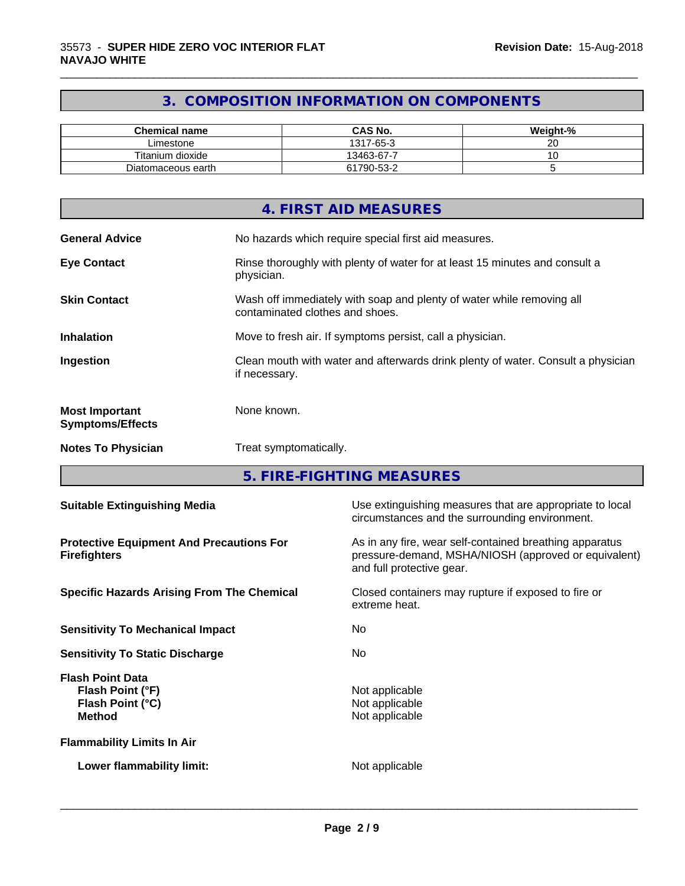## 3. COMPOSITION INFORMATION ON COMPONENTS

| Chemical name | CAS No. | Weight-% |
|---|---|---|
| Limestone | 1317-65-3 | 20 |
| Titanium dioxide | 13463-67-7 | 10 |
| Diatomaceous earth | 61790-53-2 | 5 |

## 4. FIRST AID MEASURES

**General Advice** No hazards which require special first aid measures.

**Eye Contact** Rinse thoroughly with plenty of water for at least 15 minutes and consult a physician.

**Skin Contact** Wash off immediately with soap and plenty of water while removing all contaminated clothes and shoes.

**Inhalation** Move to fresh air. If symptoms persist, call a physician.

**Ingestion** Clean mouth with water and afterwards drink plenty of water. Consult a physician if necessary.

**Most Important Symptoms/Effects** None known.

**Notes To Physician** Treat symptomatically.

## 5. FIRE-FIGHTING MEASURES

**Suitable Extinguishing Media** Use extinguishing measures that are appropriate to local circumstances and the surrounding environment.

**Protective Equipment And Precautions For Firefighters** As in any fire, wear self-contained breathing apparatus pressure-demand, MSHA/NIOSH (approved or equivalent) and full protective gear.

**Specific Hazards Arising From The Chemical** Closed containers may rupture if exposed to fire or extreme heat.

**Sensitivity To Mechanical Impact** No

**Sensitivity To Static Discharge** No

**Flash Point Data**
**Flash Point (°F)** Not applicable
**Flash Point (°C)** Not applicable
**Method** Not applicable

**Flammability Limits In Air**

**Lower flammability limit:** Not applicable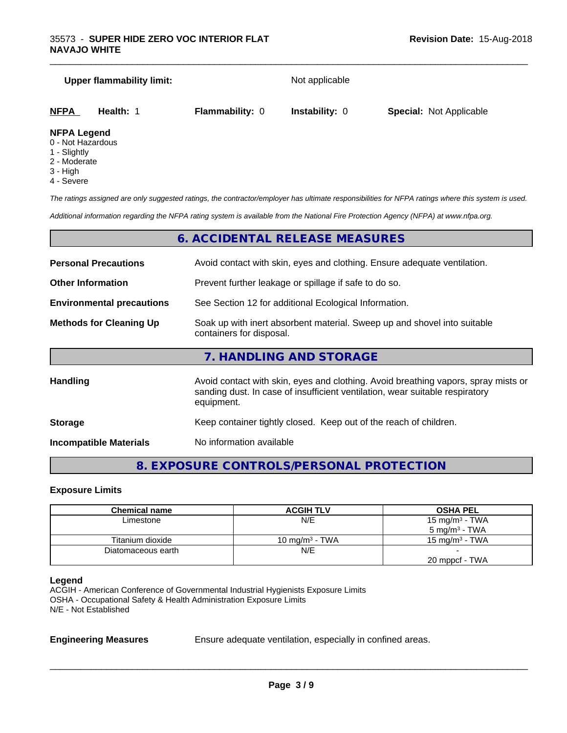**Upper flammability limit:** Not applicable

| **NFPA** | **Health:** 1 | **Flammability:** 0 | **Instability:** 0 | **Special:** Not Applicable |
|---|---|---|---|---|

**NFPA Legend**
- 0 - Not Hazardous
- 1 - Slightly
- 2 - Moderate
- 3 - High
- 4 - Severe

*The ratings assigned are only suggested ratings, the contractor/employer has ultimate responsibilities for NFPA ratings where this system is used.*

*Additional information regarding the NFPA rating system is available from the National Fire Protection Agency (NFPA) at www.nfpa.org.*

## 6. ACCIDENTAL RELEASE MEASURES

**Personal Precautions** Avoid contact with skin, eyes and clothing. Ensure adequate ventilation.

**Other Information** Prevent further leakage or spillage if safe to do so.

**Environmental precautions** See Section 12 for additional Ecological Information.

**Methods for Cleaning Up** Soak up with inert absorbent material. Sweep up and shovel into suitable containers for disposal.

## 7. HANDLING AND STORAGE

**Handling** Avoid contact with skin, eyes and clothing. Avoid breathing vapors, spray mists or sanding dust. In case of insufficient ventilation, wear suitable respiratory equipment.

**Storage** Keep container tightly closed. Keep out of the reach of children.

**Incompatible Materials** No information available

## 8. EXPOSURE CONTROLS/PERSONAL PROTECTION

### Exposure Limits

| Chemical name | ACGIH TLV | OSHA PEL |
|---|---|---|
| Limestone | N/E | 15 mg/m³ - TWA<br>5 mg/m³ - TWA |
| Titanium dioxide | 10 mg/m³ - TWA | 15 mg/m³ - TWA |
| Diatomaceous earth | N/E | -<br>20 mppcf - TWA |

**Legend**
ACGIH - American Conference of Governmental Industrial Hygienists Exposure Limits
OSHA - Occupational Safety & Health Administration Exposure Limits
N/E - Not Established

**Engineering Measures** Ensure adequate ventilation, especially in confined areas.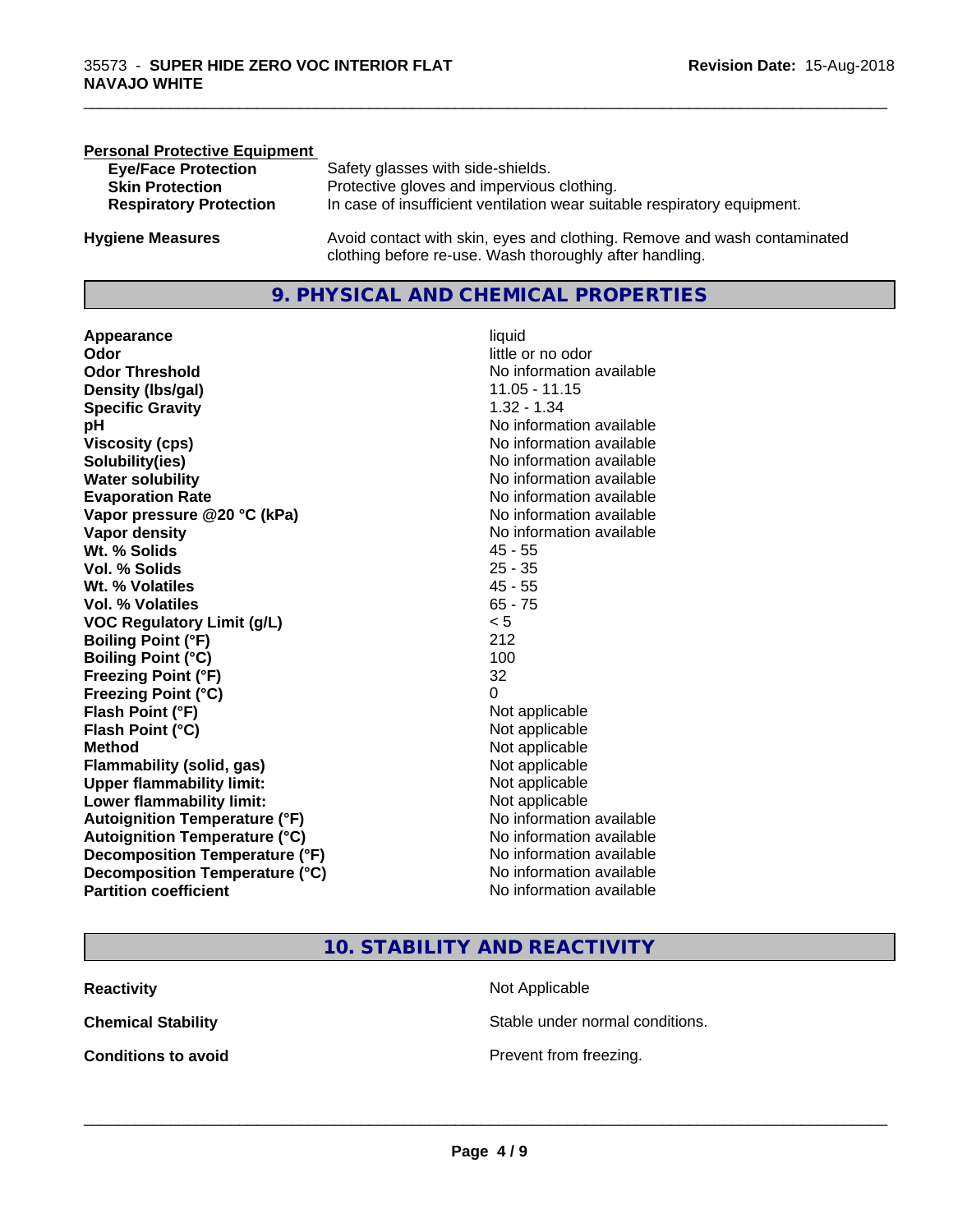**Personal Protective Equipment**

| | |
|---|---|
| **Eye/Face Protection** | Safety glasses with side-shields. |
| **Skin Protection** | Protective gloves and impervious clothing. |
| **Respiratory Protection** | In case of insufficient ventilation wear suitable respiratory equipment. |

**Hygiene Measures** Avoid contact with skin, eyes and clothing. Remove and wash contaminated clothing before re-use. Wash thoroughly after handling.

## 9. PHYSICAL AND CHEMICAL PROPERTIES

| | |
|---|---|
| **Appearance** | liquid |
| **Odor** | little or no odor |
| **Odor Threshold** | No information available |
| **Density (lbs/gal)** | 11.05 - 11.15 |
| **Specific Gravity** | 1.32 - 1.34 |
| **pH** | No information available |
| **Viscosity (cps)** | No information available |
| **Solubility(ies)** | No information available |
| **Water solubility** | No information available |
| **Evaporation Rate** | No information available |
| **Vapor pressure @20 °C (kPa)** | No information available |
| **Vapor density** | No information available |
| **Wt. % Solids** | 45 - 55 |
| **Vol. % Solids** | 25 - 35 |
| **Wt. % Volatiles** | 45 - 55 |
| **Vol. % Volatiles** | 65 - 75 |
| **VOC Regulatory Limit (g/L)** | < 5 |
| **Boiling Point (°F)** | 212 |
| **Boiling Point (°C)** | 100 |
| **Freezing Point (°F)** | 32 |
| **Freezing Point (°C)** | 0 |
| **Flash Point (°F)** | Not applicable |
| **Flash Point (°C)** | Not applicable |
| **Method** | Not applicable |
| **Flammability (solid, gas)** | Not applicable |
| **Upper flammability limit:** | Not applicable |
| **Lower flammability limit:** | Not applicable |
| **Autoignition Temperature (°F)** | No information available |
| **Autoignition Temperature (°C)** | No information available |
| **Decomposition Temperature (°F)** | No information available |
| **Decomposition Temperature (°C)** | No information available |
| **Partition coefficient** | No information available |

## 10. STABILITY AND REACTIVITY

| | |
|---|---|
| **Reactivity** | Not Applicable |
| **Chemical Stability** | Stable under normal conditions. |
| **Conditions to avoid** | Prevent from freezing. |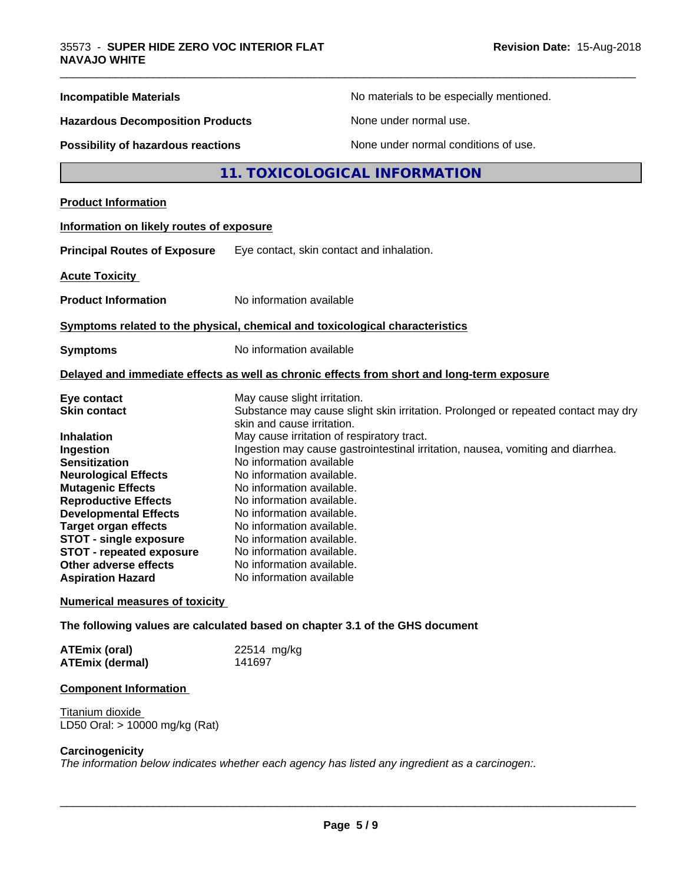| | |
|---|---|
| **Incompatible Materials** | No materials to be especially mentioned. |
| **Hazardous Decomposition Products** | None under normal use. |
| **Possibility of hazardous reactions** | None under normal conditions of use. |

## 11. TOXICOLOGICAL INFORMATION

**Product Information**

**Information on likely routes of exposure**

**Principal Routes of Exposure** Eye contact, skin contact and inhalation.

**Acute Toxicity**

**Product Information** No information available

**Symptoms related to the physical, chemical and toxicological characteristics**

**Symptoms** No information available

**Delayed and immediate effects as well as chronic effects from short and long-term exposure**

| | |
|---|---|
| **Eye contact** | May cause slight irritation. |
| **Skin contact** | Substance may cause slight skin irritation. Prolonged or repeated contact may dry skin and cause irritation. |
| **Inhalation** | May cause irritation of respiratory tract. |
| **Ingestion** | Ingestion may cause gastrointestinal irritation, nausea, vomiting and diarrhea. |
| **Sensitization** | No information available |
| **Neurological Effects** | No information available. |
| **Mutagenic Effects** | No information available. |
| **Reproductive Effects** | No information available. |
| **Developmental Effects** | No information available. |
| **Target organ effects** | No information available. |
| **STOT - single exposure** | No information available. |
| **STOT - repeated exposure** | No information available. |
| **Other adverse effects** | No information available. |
| **Aspiration Hazard** | No information available |

**Numerical measures of toxicity**

**The following values are calculated based on chapter 3.1 of the GHS document**

| | |
|---|---|
| **ATEmix (oral)** | 22514 mg/kg |
| **ATEmix (dermal)** | 141697 |

**Component Information**

Titanium dioxide
LD50 Oral: > 10000 mg/kg (Rat)

**Carcinogenicity**

*The information below indicates whether each agency has listed any ingredient as a carcinogen:.*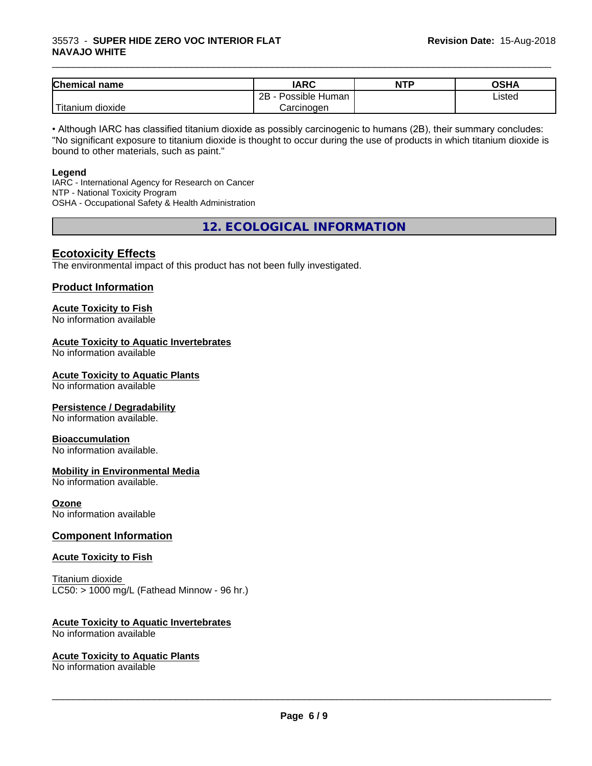| Chemical name | IARC | NTP | OSHA |
|---|---|---|---|
| Titanium dioxide | 2B - Possible Human Carcinogen | | Listed |

• Although IARC has classified titanium dioxide as possibly carcinogenic to humans (2B), their summary concludes: "No significant exposure to titanium dioxide is thought to occur during the use of products in which titanium dioxide is bound to other materials, such as paint."

**Legend**
IARC - International Agency for Research on Cancer
NTP - National Toxicity Program
OSHA - Occupational Safety & Health Administration

## 12. ECOLOGICAL INFORMATION

### Ecotoxicity Effects
The environmental impact of this product has not been fully investigated.

### Product Information

**Acute Toxicity to Fish**
No information available

**Acute Toxicity to Aquatic Invertebrates**
No information available

**Acute Toxicity to Aquatic Plants**
No information available

**Persistence / Degradability**
No information available.

**Bioaccumulation**
No information available.

**Mobility in Environmental Media**
No information available.

**Ozone**
No information available

### Component Information

**Acute Toxicity to Fish**

Titanium dioxide
LC50: > 1000 mg/L (Fathead Minnow - 96 hr.)

**Acute Toxicity to Aquatic Invertebrates**
No information available

**Acute Toxicity to Aquatic Plants**
No information available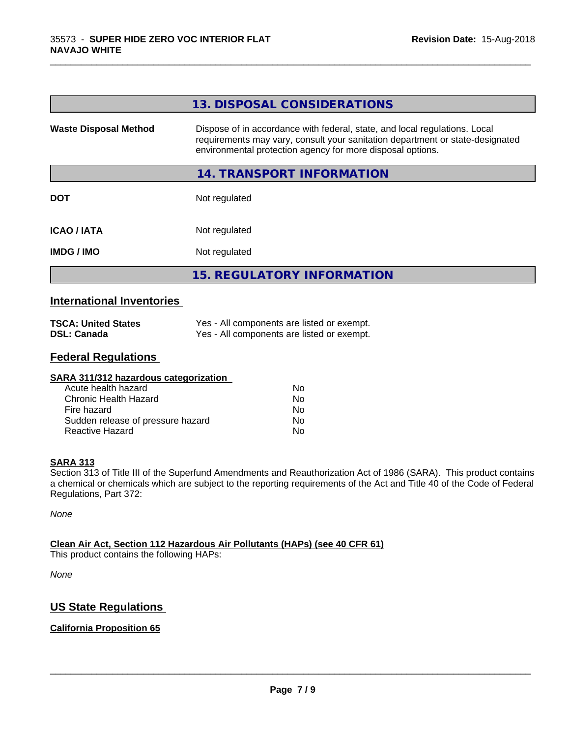## 13. DISPOSAL CONSIDERATIONS

| | |
|---|---|
| **Waste Disposal Method** | Dispose of in accordance with federal, state, and local regulations. Local requirements may vary, consult your sanitation department or state-designated environmental protection agency for more disposal options. |

## 14. TRANSPORT INFORMATION

| | |
|---|---|
| **DOT** | Not regulated |
| **ICAO / IATA** | Not regulated |
| **IMDG / IMO** | Not regulated |

## 15. REGULATORY INFORMATION

### International Inventories

| | |
|---|---|
| **TSCA: United States** | Yes - All components are listed or exempt. |
| **DSL: Canada** | Yes - All components are listed or exempt. |

### Federal Regulations

**SARA 311/312 hazardous categorization**

| | |
|---|---|
| Acute health hazard | No |
| Chronic Health Hazard | No |
| Fire hazard | No |
| Sudden release of pressure hazard | No |
| Reactive Hazard | No |

**SARA 313**

Section 313 of Title III of the Superfund Amendments and Reauthorization Act of 1986 (SARA). This product contains a chemical or chemicals which are subject to the reporting requirements of the Act and Title 40 of the Code of Federal Regulations, Part 372:

*None*

**Clean Air Act, Section 112 Hazardous Air Pollutants (HAPs) (see 40 CFR 61)**

This product contains the following HAPs:

*None*

### US State Regulations

**California Proposition 65**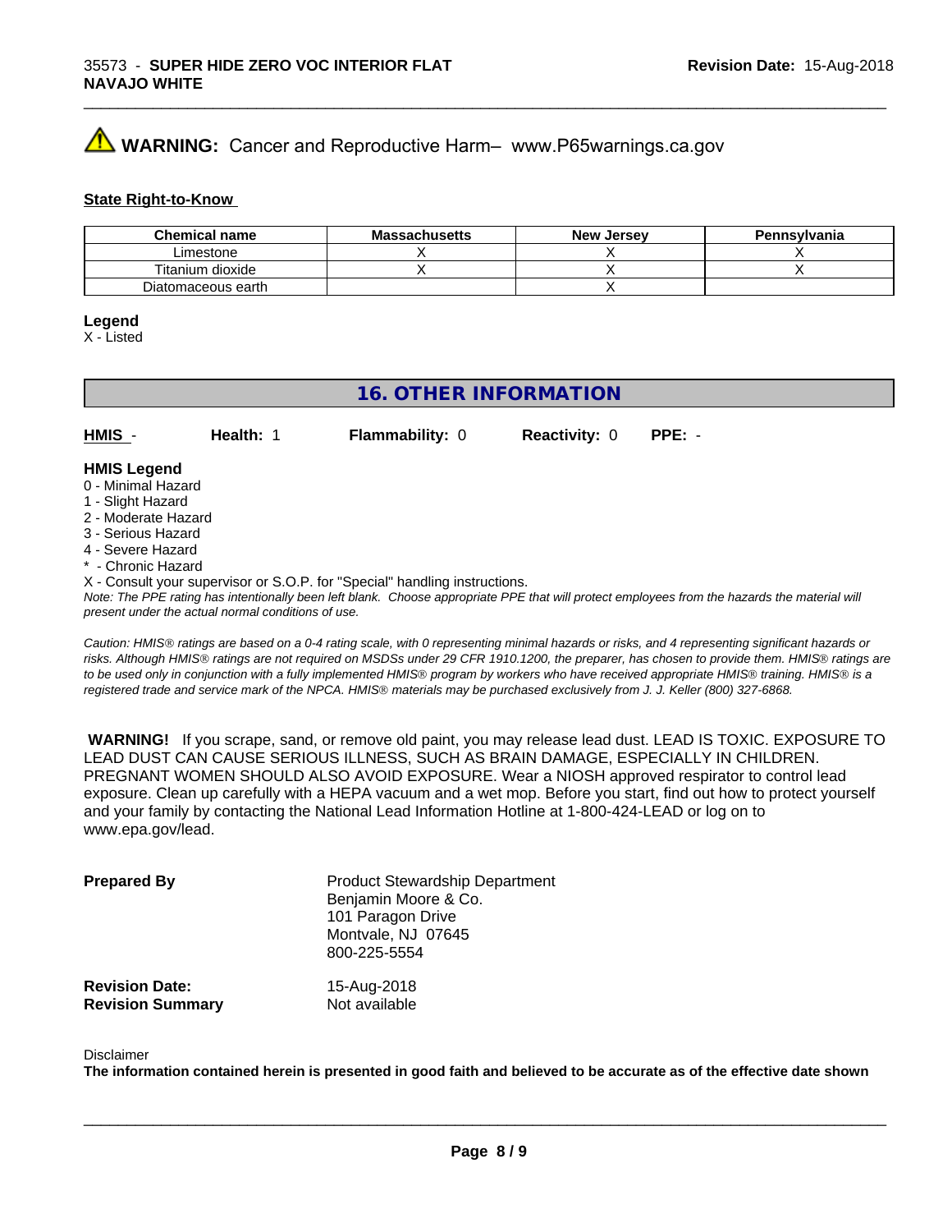**WARNING:** Cancer and Reproductive Harm– www.P65warnings.ca.gov

**State Right-to-Know**

| Chemical name | Massachusetts | New Jersey | Pennsylvania |
| --- | --- | --- | --- |
| Limestone | X | X | X |
| Titanium dioxide | X | X | X |
| Diatomaceous earth | | X | |

**Legend**
X - Listed

## 16. OTHER INFORMATION

**HMIS** - **Health:** 1 **Flammability:** 0 **Reactivity:** 0 **PPE:** -

**HMIS Legend**
0 - Minimal Hazard
1 - Slight Hazard
2 - Moderate Hazard
3 - Serious Hazard
4 - Severe Hazard
* - Chronic Hazard
X - Consult your supervisor or S.O.P. for "Special" handling instructions.
*Note: The PPE rating has intentionally been left blank. Choose appropriate PPE that will protect employees from the hazards the material will present under the actual normal conditions of use.*

*Caution: HMIS® ratings are based on a 0-4 rating scale, with 0 representing minimal hazards or risks, and 4 representing significant hazards or risks. Although HMIS® ratings are not required on MSDSs under 29 CFR 1910.1200, the preparer, has chosen to provide them. HMIS® ratings are to be used only in conjunction with a fully implemented HMIS® program by workers who have received appropriate HMIS® training. HMIS® is a registered trade and service mark of the NPCA. HMIS® materials may be purchased exclusively from J. J. Keller (800) 327-6868.*

**WARNING!** If you scrape, sand, or remove old paint, you may release lead dust. LEAD IS TOXIC. EXPOSURE TO LEAD DUST CAN CAUSE SERIOUS ILLNESS, SUCH AS BRAIN DAMAGE, ESPECIALLY IN CHILDREN. PREGNANT WOMEN SHOULD ALSO AVOID EXPOSURE. Wear a NIOSH approved respirator to control lead exposure. Clean up carefully with a HEPA vacuum and a wet mop. Before you start, find out how to protect yourself and your family by contacting the National Lead Information Hotline at 1-800-424-LEAD or log on to www.epa.gov/lead.

**Prepared By**
Product Stewardship Department
Benjamin Moore & Co.
101 Paragon Drive
Montvale, NJ 07645
800-225-5554

**Revision Date:** 15-Aug-2018
**Revision Summary** Not available

Disclaimer
**The information contained herein is presented in good faith and believed to be accurate as of the effective date shown**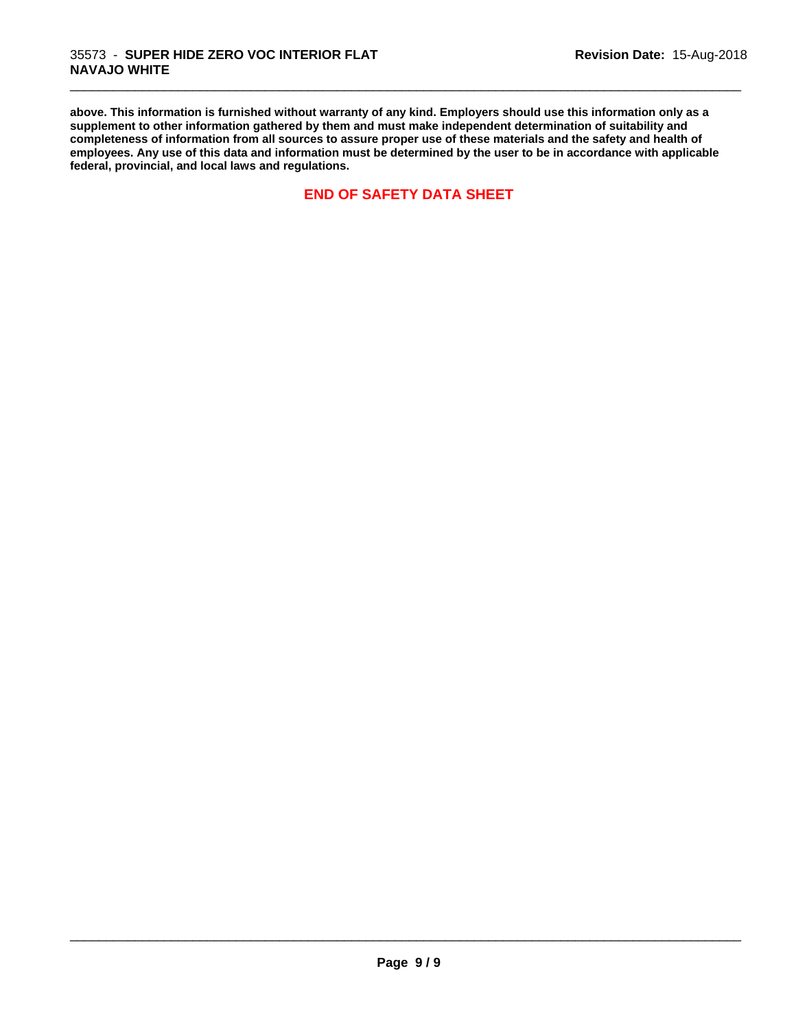**above. This information is furnished without warranty of any kind. Employers should use this information only as a supplement to other information gathered by them and must make independent determination of suitability and completeness of information from all sources to assure proper use of these materials and the safety and health of employees. Any use of this data and information must be determined by the user to be in accordance with applicable federal, provincial, and local laws and regulations.**

**END OF SAFETY DATA SHEET**